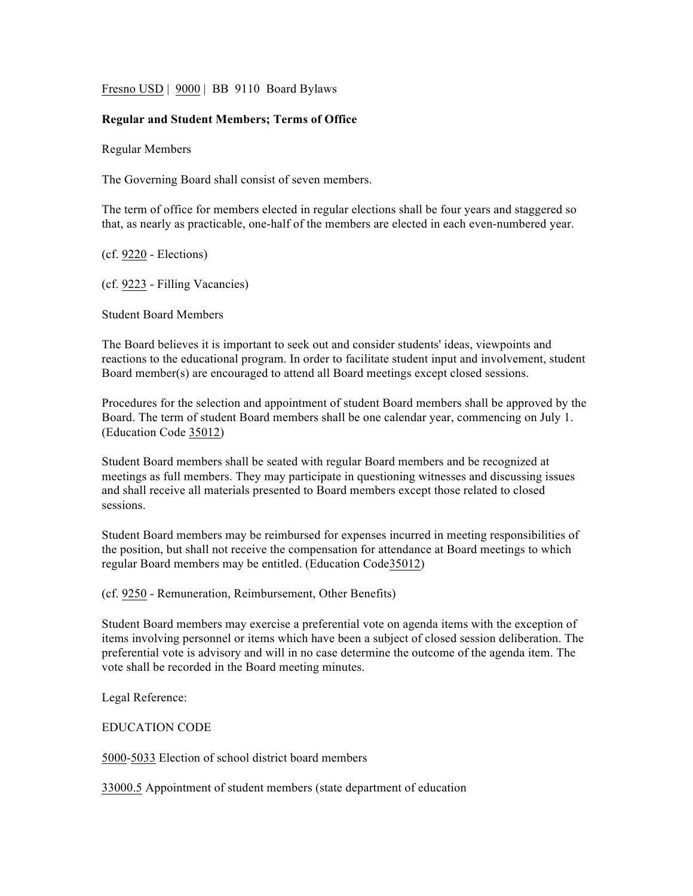Fresno USD | 9000 | BB 9110 Board Bylaws

**Regular and Student Members; Terms of Office**

Regular Members

The Governing Board shall consist of seven members.

The term of office for members elected in regular elections shall be four years and staggered so that, as nearly as practicable, one-half of the members are elected in each even-numbered year.

(cf. 9220 - Elections)

(cf. 9223 - Filling Vacancies)

Student Board Members

The Board believes it is important to seek out and consider students' ideas, viewpoints and reactions to the educational program. In order to facilitate student input and involvement, student Board member(s) are encouraged to attend all Board meetings except closed sessions.

Procedures for the selection and appointment of student Board members shall be approved by the Board. The term of student Board members shall be one calendar year, commencing on July 1. (Education Code 35012)

Student Board members shall be seated with regular Board members and be recognized at meetings as full members. They may participate in questioning witnesses and discussing issues and shall receive all materials presented to Board members except those related to closed sessions.

Student Board members may be reimbursed for expenses incurred in meeting responsibilities of the position, but shall not receive the compensation for attendance at Board meetings to which regular Board members may be entitled. (Education Code35012)

(cf. 9250 - Remuneration, Reimbursement, Other Benefits)

Student Board members may exercise a preferential vote on agenda items with the exception of items involving personnel or items which have been a subject of closed session deliberation. The preferential vote is advisory and will in no case determine the outcome of the agenda item. The vote shall be recorded in the Board meeting minutes.

Legal Reference:

EDUCATION CODE

5000-5033 Election of school district board members

33000.5 Appointment of student members (state department of education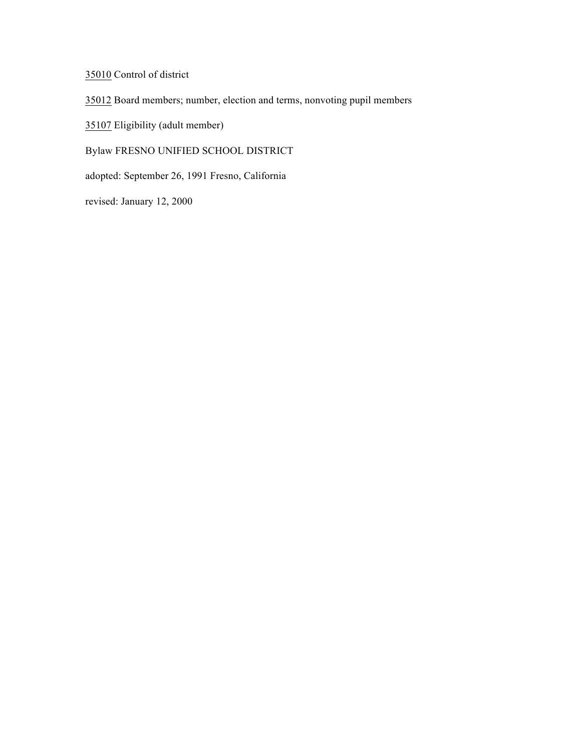<u>35010</u> Control of district

<u>35012</u> Board members; number, election and terms, nonvoting pupil members

<u>35107</u> Eligibility (adult member)

Bylaw FRESNO UNIFIED SCHOOL DISTRICT

adopted: September 26, 1991 Fresno, California

revised: January 12, 2000